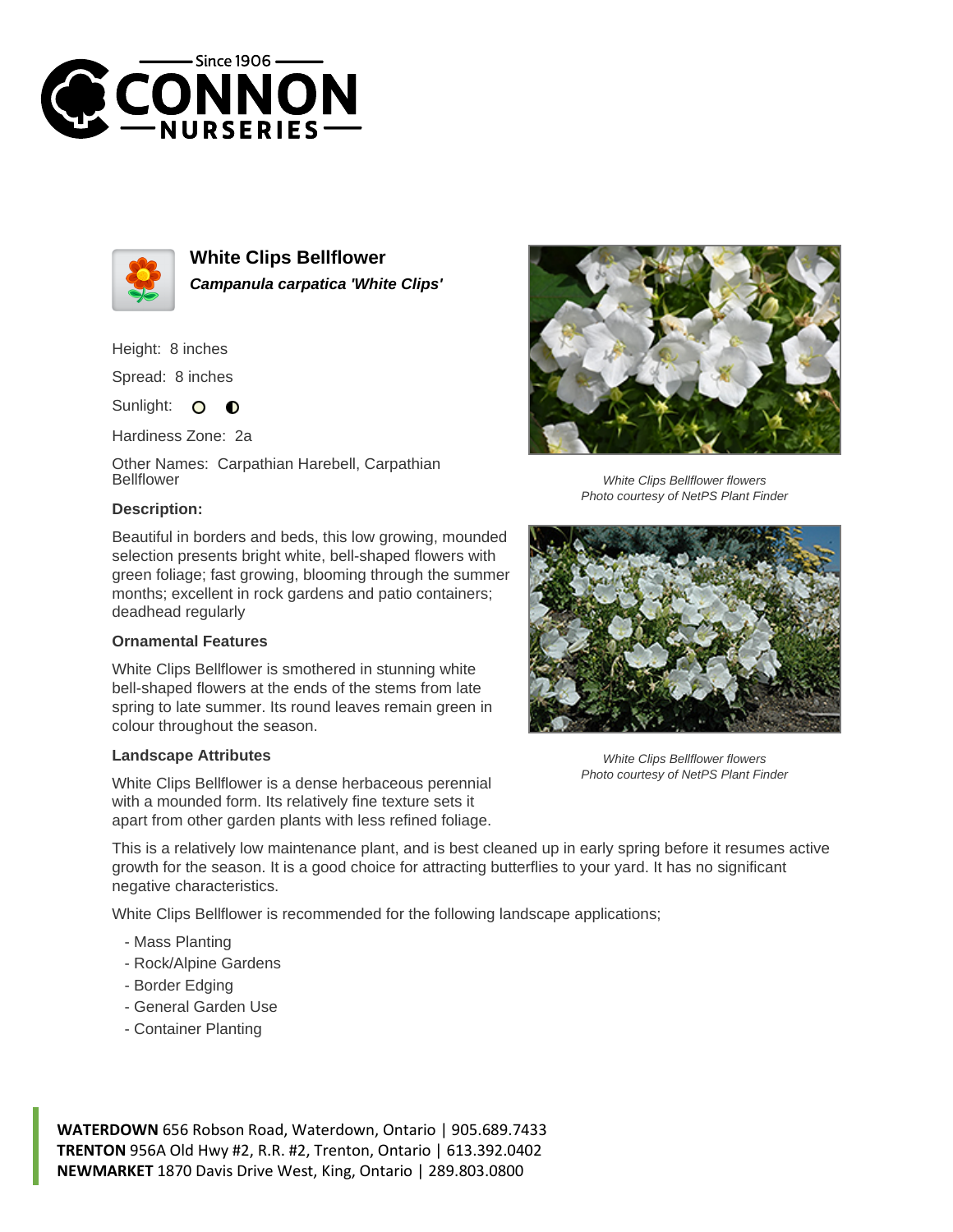# White Clips Bellflower

***Campanula carpatica 'White Clips'***

Height: 8 inches

Spread: 8 inches

Sunlight:

Hardiness Zone: 2a

Other Names: Carpathian Harebell, Carpathian Bellflower

### Description:

Beautiful in borders and beds, this low growing, mounded selection presents bright white, bell-shaped flowers with green foliage; fast growing, blooming through the summer months; excellent in rock gardens and patio containers; deadhead regularly

### Ornamental Features

White Clips Bellflower is smothered in stunning white bell-shaped flowers at the ends of the stems from late spring to late summer. Its round leaves remain green in colour throughout the season.

### Landscape Attributes

White Clips Bellflower is a dense herbaceous perennial with a mounded form. Its relatively fine texture sets it apart from other garden plants with less refined foliage.

This is a relatively low maintenance plant, and is best cleaned up in early spring before it resumes active growth for the season. It is a good choice for attracting butterflies to your yard. It has no significant negative characteristics.

White Clips Bellflower is recommended for the following landscape applications;

- Mass Planting
- Rock/Alpine Gardens
- Border Edging
- General Garden Use
- Container Planting

*White Clips Bellflower flowers*
*Photo courtesy of NetPS Plant Finder*

*White Clips Bellflower flowers*
*Photo courtesy of NetPS Plant Finder*

**WATERDOWN** 656 Robson Road, Waterdown, Ontario | 905.689.7433
**TRENTON** 956A Old Hwy #2, R.R. #2, Trenton, Ontario | 613.392.0402
**NEWMARKET** 1870 Davis Drive West, King, Ontario | 289.803.0800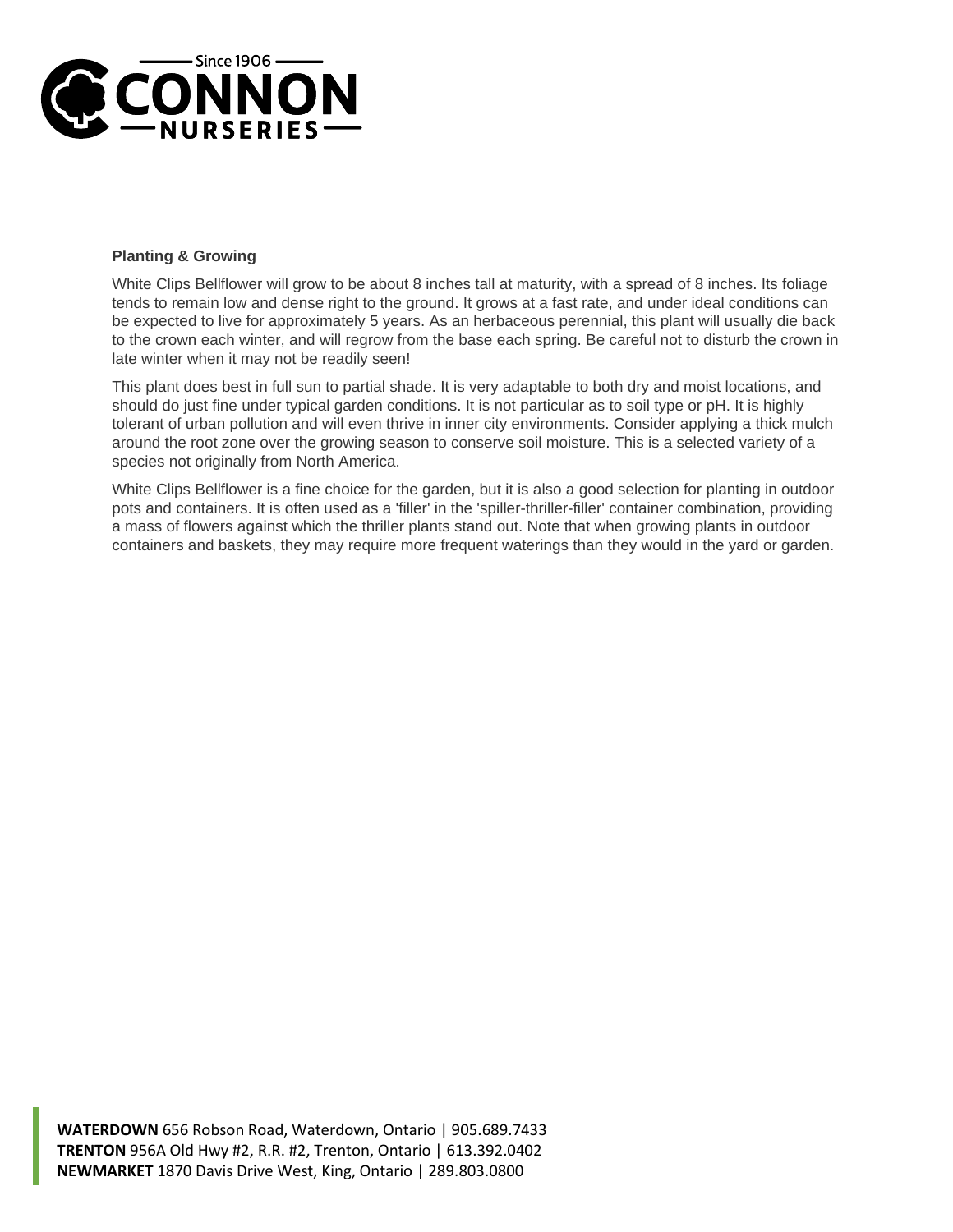### Planting & Growing

White Clips Bellflower will grow to be about 8 inches tall at maturity, with a spread of 8 inches. Its foliage tends to remain low and dense right to the ground. It grows at a fast rate, and under ideal conditions can be expected to live for approximately 5 years. As an herbaceous perennial, this plant will usually die back to the crown each winter, and will regrow from the base each spring. Be careful not to disturb the crown in late winter when it may not be readily seen!

This plant does best in full sun to partial shade. It is very adaptable to both dry and moist locations, and should do just fine under typical garden conditions. It is not particular as to soil type or pH. It is highly tolerant of urban pollution and will even thrive in inner city environments. Consider applying a thick mulch around the root zone over the growing season to conserve soil moisture. This is a selected variety of a species not originally from North America.

White Clips Bellflower is a fine choice for the garden, but it is also a good selection for planting in outdoor pots and containers. It is often used as a 'filler' in the 'spiller-thriller-filler' container combination, providing a mass of flowers against which the thriller plants stand out. Note that when growing plants in outdoor containers and baskets, they may require more frequent waterings than they would in the yard or garden.